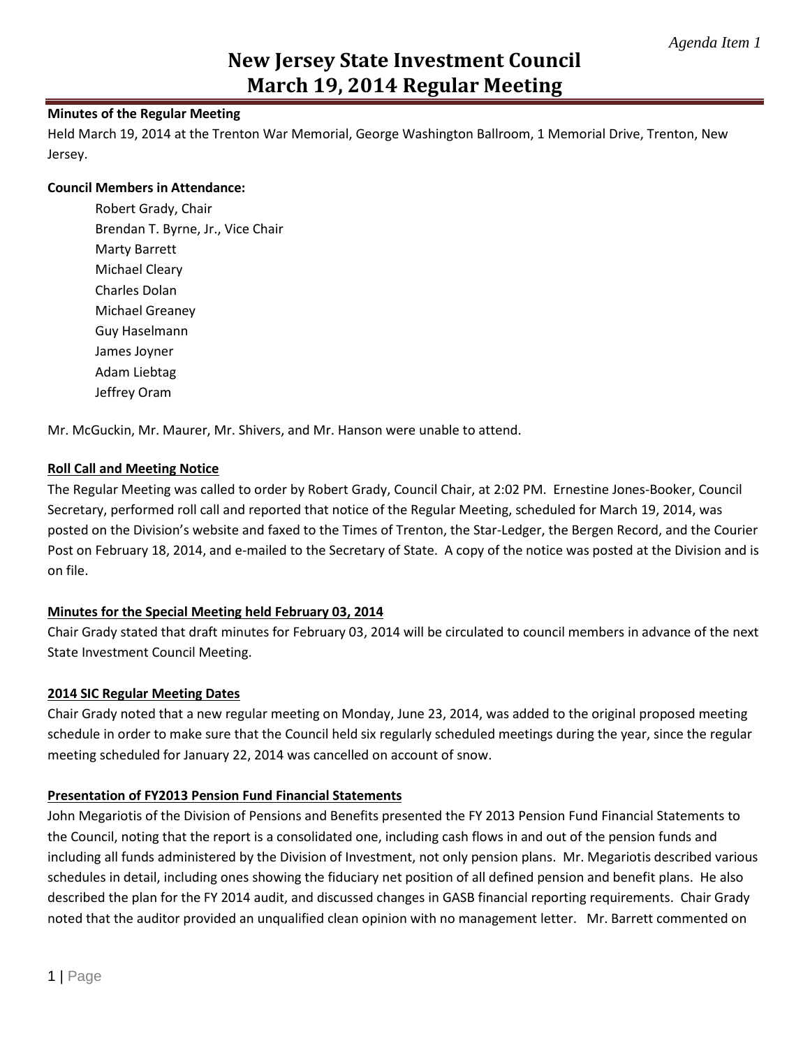*Agenda Item 1*

# New Jersey State Investment Council
# March 19, 2014 Regular Meeting

**Minutes of the Regular Meeting**

Held March 19, 2014 at the Trenton War Memorial, George Washington Ballroom, 1 Memorial Drive, Trenton, New Jersey.

**Council Members in Attendance:**

Robert Grady, Chair
Brendan T. Byrne, Jr., Vice Chair
Marty Barrett
Michael Cleary
Charles Dolan
Michael Greaney
Guy Haselmann
James Joyner
Adam Liebtag
Jeffrey Oram

Mr. McGuckin, Mr. Maurer, Mr. Shivers, and Mr. Hanson were unable to attend.

**Roll Call and Meeting Notice**

The Regular Meeting was called to order by Robert Grady, Council Chair, at 2:02 PM. Ernestine Jones-Booker, Council Secretary, performed roll call and reported that notice of the Regular Meeting, scheduled for March 19, 2014, was posted on the Division's website and faxed to the Times of Trenton, the Star-Ledger, the Bergen Record, and the Courier Post on February 18, 2014, and e-mailed to the Secretary of State. A copy of the notice was posted at the Division and is on file.

**Minutes for the Special Meeting held February 03, 2014**

Chair Grady stated that draft minutes for February 03, 2014 will be circulated to council members in advance of the next State Investment Council Meeting.

**2014 SIC Regular Meeting Dates**

Chair Grady noted that a new regular meeting on Monday, June 23, 2014, was added to the original proposed meeting schedule in order to make sure that the Council held six regularly scheduled meetings during the year, since the regular meeting scheduled for January 22, 2014 was cancelled on account of snow.

**Presentation of FY2013 Pension Fund Financial Statements**

John Megariotis of the Division of Pensions and Benefits presented the FY 2013 Pension Fund Financial Statements to the Council, noting that the report is a consolidated one, including cash flows in and out of the pension funds and including all funds administered by the Division of Investment, not only pension plans. Mr. Megariotis described various schedules in detail, including ones showing the fiduciary net position of all defined pension and benefit plans. He also described the plan for the FY 2014 audit, and discussed changes in GASB financial reporting requirements. Chair Grady noted that the auditor provided an unqualified clean opinion with no management letter. Mr. Barrett commented on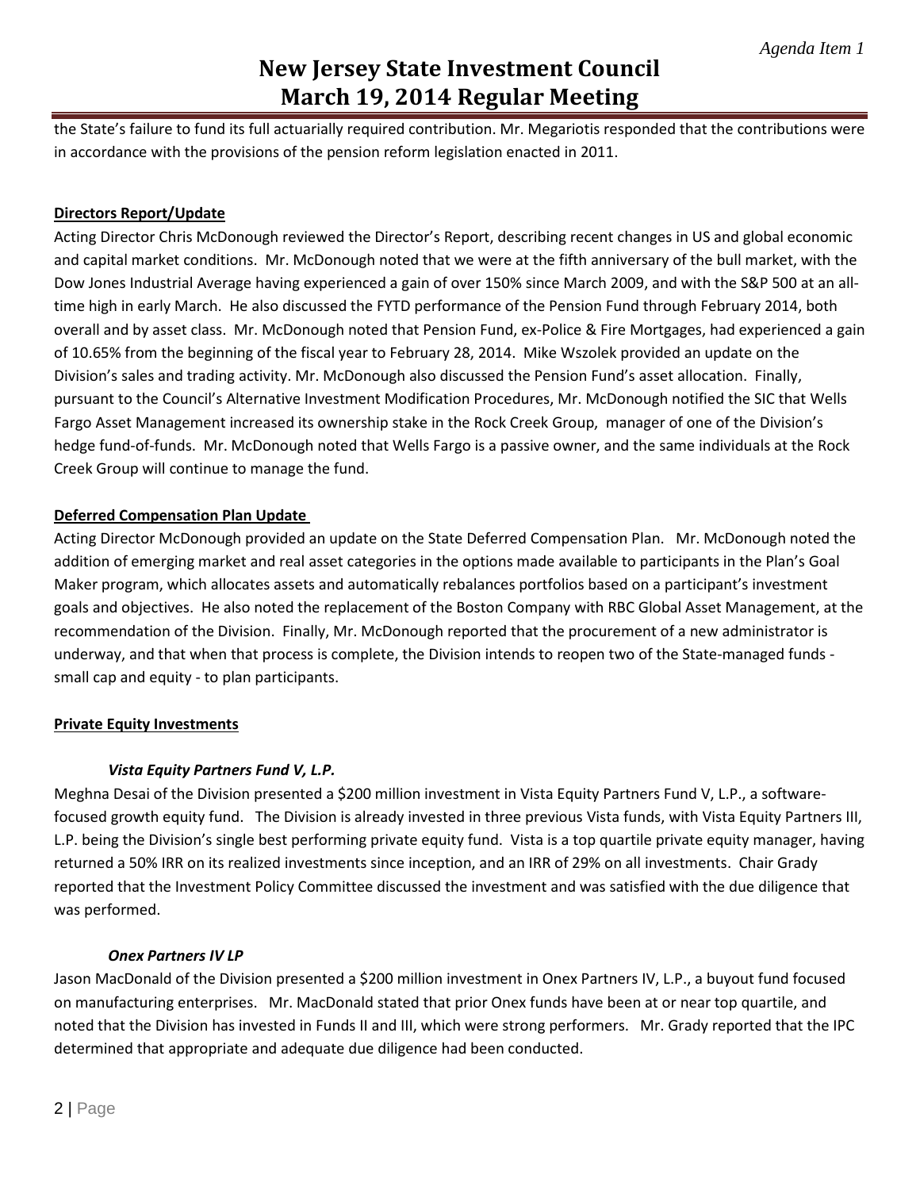the State's failure to fund its full actuarially required contribution. Mr. Megariotis responded that the contributions were in accordance with the provisions of the pension reform legislation enacted in 2011.

**Directors Report/Update**

Acting Director Chris McDonough reviewed the Director's Report, describing recent changes in US and global economic and capital market conditions. Mr. McDonough noted that we were at the fifth anniversary of the bull market, with the Dow Jones Industrial Average having experienced a gain of over 150% since March 2009, and with the S&P 500 at an all-time high in early March. He also discussed the FYTD performance of the Pension Fund through February 2014, both overall and by asset class. Mr. McDonough noted that Pension Fund, ex-Police & Fire Mortgages, had experienced a gain of 10.65% from the beginning of the fiscal year to February 28, 2014. Mike Wszolek provided an update on the Division's sales and trading activity. Mr. McDonough also discussed the Pension Fund's asset allocation. Finally, pursuant to the Council's Alternative Investment Modification Procedures, Mr. McDonough notified the SIC that Wells Fargo Asset Management increased its ownership stake in the Rock Creek Group, manager of one of the Division's hedge fund-of-funds. Mr. McDonough noted that Wells Fargo is a passive owner, and the same individuals at the Rock Creek Group will continue to manage the fund.

**Deferred Compensation Plan Update**

Acting Director McDonough provided an update on the State Deferred Compensation Plan. Mr. McDonough noted the addition of emerging market and real asset categories in the options made available to participants in the Plan's Goal Maker program, which allocates assets and automatically rebalances portfolios based on a participant's investment goals and objectives. He also noted the replacement of the Boston Company with RBC Global Asset Management, at the recommendation of the Division. Finally, Mr. McDonough reported that the procurement of a new administrator is underway, and that when that process is complete, the Division intends to reopen two of the State-managed funds - small cap and equity - to plan participants.

**Private Equity Investments**

***Vista Equity Partners Fund V, L.P.***

Meghna Desai of the Division presented a $200 million investment in Vista Equity Partners Fund V, L.P., a software-focused growth equity fund. The Division is already invested in three previous Vista funds, with Vista Equity Partners III, L.P. being the Division's single best performing private equity fund. Vista is a top quartile private equity manager, having returned a 50% IRR on its realized investments since inception, and an IRR of 29% on all investments. Chair Grady reported that the Investment Policy Committee discussed the investment and was satisfied with the due diligence that was performed.

***Onex Partners IV LP***

Jason MacDonald of the Division presented a $200 million investment in Onex Partners IV, L.P., a buyout fund focused on manufacturing enterprises. Mr. MacDonald stated that prior Onex funds have been at or near top quartile, and noted that the Division has invested in Funds II and III, which were strong performers. Mr. Grady reported that the IPC determined that appropriate and adequate due diligence had been conducted.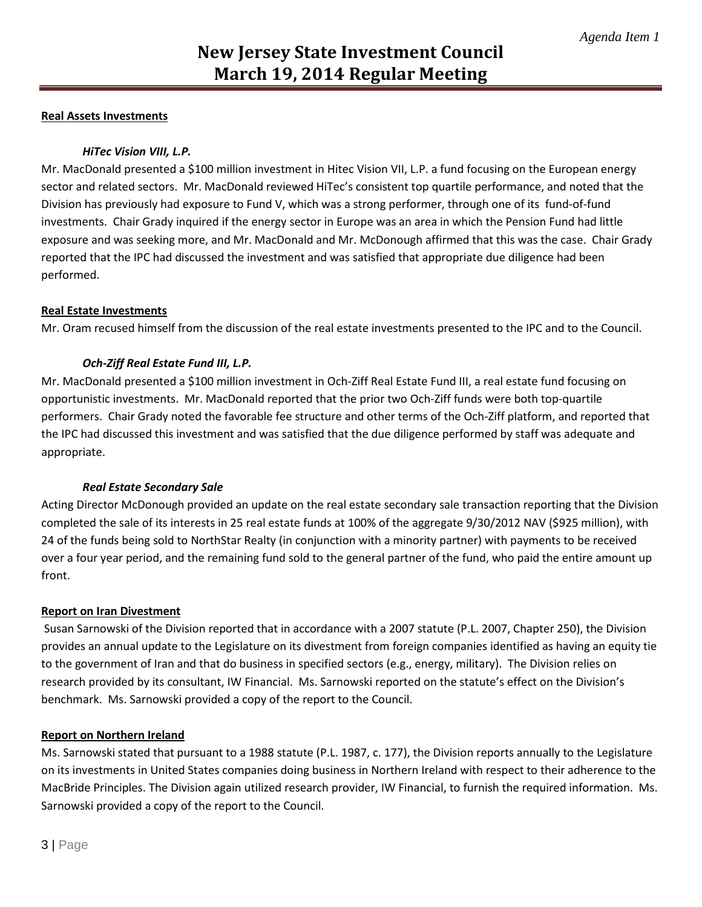**Real Assets Investments**

***HiTec Vision VIII, L.P.***

Mr. MacDonald presented a $100 million investment in Hitec Vision VII, L.P. a fund focusing on the European energy sector and related sectors. Mr. MacDonald reviewed HiTec's consistent top quartile performance, and noted that the Division has previously had exposure to Fund V, which was a strong performer, through one of its fund-of-fund investments. Chair Grady inquired if the energy sector in Europe was an area in which the Pension Fund had little exposure and was seeking more, and Mr. MacDonald and Mr. McDonough affirmed that this was the case. Chair Grady reported that the IPC had discussed the investment and was satisfied that appropriate due diligence had been performed.

**Real Estate Investments**

Mr. Oram recused himself from the discussion of the real estate investments presented to the IPC and to the Council.

***Och-Ziff Real Estate Fund III, L.P.***

Mr. MacDonald presented a $100 million investment in Och-Ziff Real Estate Fund III, a real estate fund focusing on opportunistic investments. Mr. MacDonald reported that the prior two Och-Ziff funds were both top-quartile performers. Chair Grady noted the favorable fee structure and other terms of the Och-Ziff platform, and reported that the IPC had discussed this investment and was satisfied that the due diligence performed by staff was adequate and appropriate.

***Real Estate Secondary Sale***

Acting Director McDonough provided an update on the real estate secondary sale transaction reporting that the Division completed the sale of its interests in 25 real estate funds at 100% of the aggregate 9/30/2012 NAV ($925 million), with 24 of the funds being sold to NorthStar Realty (in conjunction with a minority partner) with payments to be received over a four year period, and the remaining fund sold to the general partner of the fund, who paid the entire amount up front.

**Report on Iran Divestment**

Susan Sarnowski of the Division reported that in accordance with a 2007 statute (P.L. 2007, Chapter 250), the Division provides an annual update to the Legislature on its divestment from foreign companies identified as having an equity tie to the government of Iran and that do business in specified sectors (e.g., energy, military). The Division relies on research provided by its consultant, IW Financial. Ms. Sarnowski reported on the statute's effect on the Division's benchmark. Ms. Sarnowski provided a copy of the report to the Council.

**Report on Northern Ireland**

Ms. Sarnowski stated that pursuant to a 1988 statute (P.L. 1987, c. 177), the Division reports annually to the Legislature on its investments in United States companies doing business in Northern Ireland with respect to their adherence to the MacBride Principles. The Division again utilized research provider, IW Financial, to furnish the required information. Ms. Sarnowski provided a copy of the report to the Council.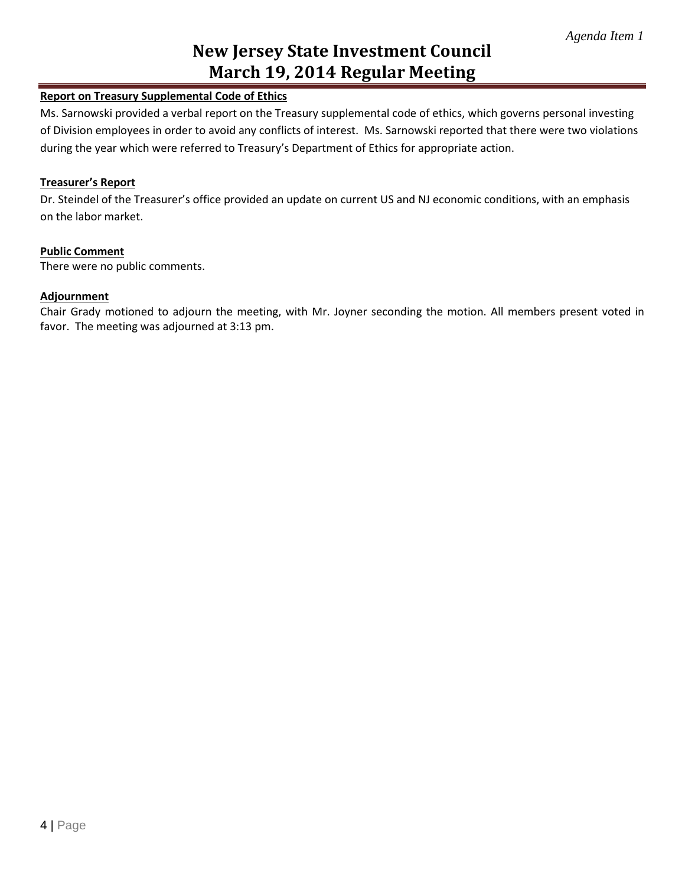**Report on Treasury Supplemental Code of Ethics**

Ms. Sarnowski provided a verbal report on the Treasury supplemental code of ethics, which governs personal investing of Division employees in order to avoid any conflicts of interest. Ms. Sarnowski reported that there were two violations during the year which were referred to Treasury's Department of Ethics for appropriate action.

**Treasurer's Report**

Dr. Steindel of the Treasurer's office provided an update on current US and NJ economic conditions, with an emphasis on the labor market.

**Public Comment**

There were no public comments.

**Adjournment**

Chair Grady motioned to adjourn the meeting, with Mr. Joyner seconding the motion. All members present voted in favor. The meeting was adjourned at 3:13 pm.